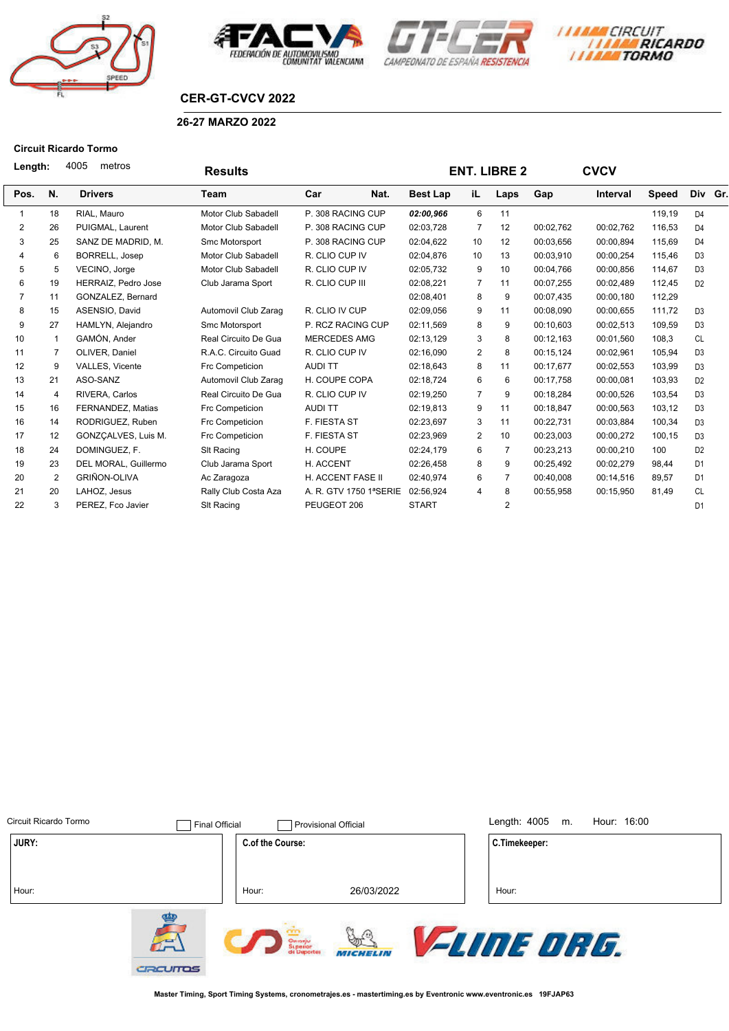## CER-GT-CVCV 2022

### 26-27 MARZO 2022

**Circuit Ricardo Tormo**

**Length:** 4005 metros

**Results** — **ENT. LIBRE 2** — **CVCV**

| Pos. | N. | Drivers | Team | Car | Nat. | Best Lap | iL | Laps | Gap | Interval | Speed | Div | Gr. |
|---|---|---|---|---|---|---|---|---|---|---|---|---|---|
| 1 | 18 | RIAL, Mauro | Motor Club Sabadell | P. 308 RACING CUP | | ***02:00,966*** | 6 | 11 | | | 119,19 | D4 | |
| 2 | 26 | PUIGMAL, Laurent | Motor Club Sabadell | P. 308 RACING CUP | | 02:03,728 | 7 | 12 | 00:02,762 | 00:02,762 | 116,53 | D4 | |
| 3 | 25 | SANZ DE MADRID, M. | Smc Motorsport | P. 308 RACING CUP | | 02:04,622 | 10 | 12 | 00:03,656 | 00:00,894 | 115,69 | D4 | |
| 4 | 6 | BORRELL, Josep | Motor Club Sabadell | R. CLIO CUP IV | | 02:04,876 | 10 | 13 | 00:03,910 | 00:00,254 | 115,46 | D3 | |
| 5 | 5 | VECINO, Jorge | Motor Club Sabadell | R. CLIO CUP IV | | 02:05,732 | 9 | 10 | 00:04,766 | 00:00,856 | 114,67 | D3 | |
| 6 | 19 | HERRAIZ, Pedro Jose | Club Jarama Sport | R. CLIO CUP III | | 02:08,221 | 7 | 11 | 00:07,255 | 00:02,489 | 112,45 | D2 | |
| 7 | 11 | GONZALEZ, Bernard | | | | 02:08,401 | 8 | 9 | 00:07,435 | 00:00,180 | 112,29 | | |
| 8 | 15 | ASENSIO, David | Automovil Club Zarag | R. CLIO IV CUP | | 02:09,056 | 9 | 11 | 00:08,090 | 00:00,655 | 111,72 | D3 | |
| 9 | 27 | HAMLYN, Alejandro | Smc Motorsport | P. RCZ RACING CUP | | 02:11,569 | 8 | 9 | 00:10,603 | 00:02,513 | 109,59 | D3 | |
| 10 | 1 | GAMÓN, Ander | Real Circuito De Gua | MERCEDES AMG | | 02:13,129 | 3 | 8 | 00:12,163 | 00:01,560 | 108,3 | CL | |
| 11 | 7 | OLIVER, Daniel | R.A.C. Circuito Guad | R. CLIO CUP IV | | 02:16,090 | 2 | 8 | 00:15,124 | 00:02,961 | 105,94 | D3 | |
| 12 | 9 | VALLES, Vicente | Frc Competicion | AUDI TT | | 02:18,643 | 8 | 11 | 00:17,677 | 00:02,553 | 103,99 | D3 | |
| 13 | 21 | ASO-SANZ | Automovil Club Zarag | H. COUPE COPA | | 02:18,724 | 6 | 6 | 00:17,758 | 00:00,081 | 103,93 | D2 | |
| 14 | 4 | RIVERA, Carlos | Real Circuito De Gua | R. CLIO CUP IV | | 02:19,250 | 7 | 9 | 00:18,284 | 00:00,526 | 103,54 | D3 | |
| 15 | 16 | FERNANDEZ, Matias | Frc Competicion | AUDI TT | | 02:19,813 | 9 | 11 | 00:18,847 | 00:00,563 | 103,12 | D3 | |
| 16 | 14 | RODRIGUEZ, Ruben | Frc Competicion | F. FIESTA ST | | 02:23,697 | 3 | 11 | 00:22,731 | 00:03,884 | 100,34 | D3 | |
| 17 | 12 | GONZÇALVES, Luis M. | Frc Competicion | F. FIESTA ST | | 02:23,969 | 2 | 10 | 00:23,003 | 00:00,272 | 100,15 | D3 | |
| 18 | 24 | DOMINGUEZ, F. | Slt Racing | H. COUPE | | 02:24,179 | 6 | 7 | 00:23,213 | 00:00,210 | 100 | D2 | |
| 19 | 23 | DEL MORAL, Guillermo | Club Jarama Sport | H. ACCENT | | 02:26,458 | 8 | 9 | 00:25,492 | 00:02,279 | 98,44 | D1 | |
| 20 | 2 | GRIÑON-OLIVA | Ac Zaragoza | H. ACCENT FASE II | | 02:40,974 | 6 | 7 | 00:40,008 | 00:14,516 | 89,57 | D1 | |
| 21 | 20 | LAHOZ, Jesus | Rally Club Costa Aza | A. R. GTV 1750 1ªSERIE | | 02:56,924 | 4 | 8 | 00:55,958 | 00:15,950 | 81,49 | CL | |
| 22 | 3 | PEREZ, Fco Javier | Slt Racing | PEUGEOT 206 | | START | | 2 | | | | D1 | |

Circuit Ricardo Tormo — ☐ Final Official — ☐ Provisional Official — Length: 4005 m. — Hour: 16:00

| JURY: | C.of the Course: | C.Timekeeper: |
|---|---|---|
| Hour: | Hour: 26/03/2022 | Hour: |

Master Timing, Sport Timing Systems, cronometrajes.es - mastertiming.es by Eventronic www.eventronic.es 19FJAP63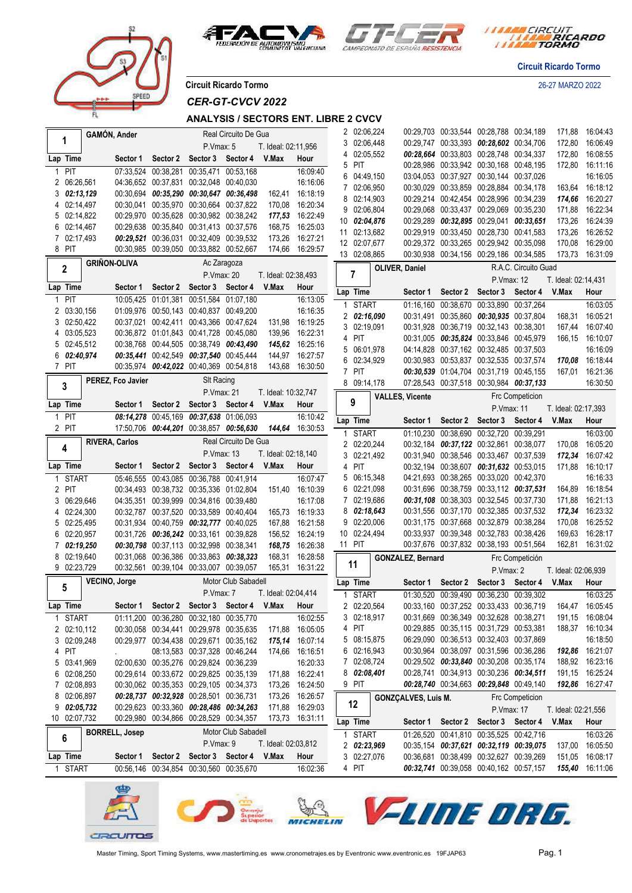Circuit Ricardo Tormo

26-27 MARZO 2022

Circuit Ricardo Tormo

*CER-GT-CVCV 2022*

## ANALYSIS / SECTORS ENT. LIBRE 2 CVCV

### 1 GAMÓN, Ander — Real Circuito De Gua — P.Vmax: 5 — T. Ideal: 02:11,956

| Lap | Time | Sector 1 | Sector 2 | Sector 3 | Sector 4 | V.Max | Hour |
|---|---|---|---|---|---|---|---|
| 1 | PIT | 07:33,524 | 00:38,281 | 00:35,471 | 00:53,168 | | 16:09:40 |
| 2 | 06:26,561 | 04:36,652 | 00:37,831 | 00:32,048 | 00:40,030 | | 16:16:06 |
| 3 | ***02:13,129*** | 00:30,694 | ***00:35,290*** | ***00:30,647*** | ***00:36,498*** | 162,41 | 16:18:19 |
| 4 | 02:14,497 | 00:30,041 | 00:35,970 | 00:30,664 | 00:37,822 | 170,08 | 16:20:34 |
| 5 | 02:14,822 | 00:29,970 | 00:35,628 | 00:30,982 | 00:38,242 | ***177,53*** | 16:22:49 |
| 6 | 02:14,467 | 00:29,638 | 00:35,840 | 00:31,413 | 00:37,576 | 168,75 | 16:25:03 |
| 7 | 02:17,493 | ***00:29,521*** | 00:36,031 | 00:32,409 | 00:39,532 | 173,26 | 16:27:21 |
| 8 | PIT | 00:30,985 | 00:39,050 | 00:33,882 | 00:52,667 | 174,66 | 16:29:57 |

### 2 GRIÑON-OLIVA — Ac Zaragoza — P.Vmax: 20 — T. Ideal: 02:38,493

| Lap | Time | Sector 1 | Sector 2 | Sector 3 | Sector 4 | V.Max | Hour |
|---|---|---|---|---|---|---|---|
| 1 | PIT | 10:05,425 | 01:01,381 | 00:51,584 | 01:07,180 | | 16:13:05 |
| 2 | 03:30,156 | 01:09,976 | 00:50,143 | 00:40,837 | 00:49,200 | | 16:16:35 |
| 3 | 02:50,422 | 00:37,021 | 00:42,411 | 00:43,366 | 00:47,624 | 131,98 | 16:19:25 |
| 4 | 03:05,523 | 00:36,872 | 01:01,843 | 00:41,728 | 00:45,080 | 139,96 | 16:22:31 |
| 5 | 02:45,512 | 00:38,768 | 00:44,505 | 00:38,749 | ***00:43,490*** | ***145,62*** | 16:25:16 |
| 6 | ***02:40,974*** | ***00:35,441*** | 00:42,549 | ***00:37,540*** | 00:45,444 | 144,97 | 16:27:57 |
| 7 | PIT | 00:35,974 | ***00:42,022*** | 00:40,369 | 00:54,818 | 143,68 | 16:30:50 |

### 3 PEREZ, Fco Javier — Slt Racing — P.Vmax: 21 — T. Ideal: 10:32,747

| Lap | Time | Sector 1 | Sector 2 | Sector 3 | Sector 4 | V.Max | Hour |
|---|---|---|---|---|---|---|---|
| 1 | PIT | ***08:14,278*** | 00:45,169 | ***00:37,638*** | 01:06,093 | | 16:10:42 |
| 2 | PIT | 17:50,706 | ***00:44,201*** | 00:38,857 | ***00:56,630*** | ***144,64*** | 16:30:53 |

### 4 RIVERA, Carlos — Real Circuito De Gua — P.Vmax: 13 — T. Ideal: 02:18,140

| Lap | Time | Sector 1 | Sector 2 | Sector 3 | Sector 4 | V.Max | Hour |
|---|---|---|---|---|---|---|---|
| 1 | START | 05:46,555 | 00:43,085 | 00:36,788 | 00:41,914 | | 16:07:47 |
| 2 | PIT | 00:34,493 | 00:38,732 | 00:35,336 | 01:02,804 | 151,40 | 16:10:39 |
| 3 | 06:29,646 | 04:35,351 | 00:39,999 | 00:34,816 | 00:39,480 | | 16:17:08 |
| 4 | 02:24,300 | 00:32,787 | 00:37,520 | 00:33,589 | 00:40,404 | 165,73 | 16:19:33 |
| 5 | 02:25,495 | 00:31,934 | 00:40,759 | ***00:32,777*** | 00:40,025 | 167,88 | 16:21:58 |
| 6 | 02:20,957 | 00:31,726 | ***00:36,242*** | 00:33,161 | 00:39,828 | 156,52 | 16:24:19 |
| 7 | ***02:19,250*** | ***00:30,798*** | 00:37,113 | 00:32,998 | 00:38,341 | ***168,75*** | 16:26:38 |
| 8 | 02:19,640 | 00:31,068 | 00:36,386 | 00:33,863 | ***00:38,323*** | 168,31 | 16:28:58 |
| 9 | 02:23,729 | 00:32,561 | 00:39,104 | 00:33,007 | 00:39,057 | 165,31 | 16:31:22 |

### 5 VECINO, Jorge — Motor Club Sabadell — P.Vmax: 7 — T. Ideal: 02:04,414

| Lap | Time | Sector 1 | Sector 2 | Sector 3 | Sector 4 | V.Max | Hour |
|---|---|---|---|---|---|---|---|
| 1 | START | 01:11,200 | 00:36,280 | 00:32,180 | 00:35,770 | | 16:02:55 |
| 2 | 02:10,112 | 00:30,058 | 00:34,441 | 00:29,978 | 00:35,635 | 171,88 | 16:05:05 |
| 3 | 02:09,248 | 00:29,977 | 00:34,438 | 00:29,671 | 00:35,162 | ***175,14*** | 16:07:14 |
| 4 | PIT | . | 08:13,583 | 00:37,328 | 00:46,244 | 174,66 | 16:16:51 |
| 5 | 03:41,969 | 02:00,630 | 00:35,276 | 00:29,824 | 00:36,239 | | 16:20:33 |
| 6 | 02:08,250 | 00:29,614 | 00:33,672 | 00:29,825 | 00:35,139 | 171,88 | 16:22:41 |
| 7 | 02:08,893 | 00:30,062 | 00:35,353 | 00:29,105 | 00:34,373 | 173,26 | 16:24:50 |
| 8 | 02:06,897 | ***00:28,737*** | ***00:32,928*** | 00:28,501 | 00:36,731 | 173,26 | 16:26:57 |
| 9 | ***02:05,732*** | 00:29,623 | 00:33,360 | ***00:28,486*** | ***00:34,263*** | 171,88 | 16:29:03 |
| 10 | 02:07,732 | 00:29,980 | 00:34,866 | 00:28,529 | 00:34,357 | 173,73 | 16:31:11 |

### 6 BORRELL, Josep — Motor Club Sabadell — P.Vmax: 9 — T. Ideal: 02:03,812

| Lap | Time | Sector 1 | Sector 2 | Sector 3 | Sector 4 | V.Max | Hour |
|---|---|---|---|---|---|---|---|
| 1 | START | 00:56,146 | 00:34,854 | 00:30,560 | 00:35,670 | | 16:02:36 |
| 2 | 02:06,224 | 00:29,703 | 00:33,544 | 00:28,788 | 00:34,189 | 171,88 | 16:04:43 |
| 3 | 02:06,448 | 00:29,747 | 00:33,393 | ***00:28,602*** | 00:34,706 | 172,80 | 16:06:49 |
| 4 | 02:05,552 | ***00:28,664*** | 00:33,803 | 00:28,748 | 00:34,337 | 172,80 | 16:08:55 |
| 5 | PIT | 00:28,986 | 00:33,942 | 00:30,168 | 00:48,195 | 172,80 | 16:11:16 |
| 6 | 04:49,150 | 03:04,053 | 00:37,927 | 00:30,144 | 00:37,026 | | 16:16:05 |
| 7 | 02:06,950 | 00:30,029 | 00:33,859 | 00:28,884 | 00:34,178 | 163,64 | 16:18:12 |
| 8 | 02:14,903 | 00:29,214 | 00:42,454 | 00:28,996 | 00:34,239 | ***174,66*** | 16:20:27 |
| 9 | 02:06,804 | 00:29,068 | 00:33,437 | 00:29,069 | 00:35,230 | 171,88 | 16:22:34 |
| 10 | ***02:04,876*** | 00:29,289 | ***00:32,895*** | 00:29,041 | ***00:33,651*** | 173,26 | 16:24:39 |
| 11 | 02:13,682 | 00:29,919 | 00:33,450 | 00:28,730 | 00:41,583 | 173,26 | 16:26:52 |
| 12 | 02:07,677 | 00:29,372 | 00:33,265 | 00:29,942 | 00:35,098 | 170,08 | 16:29:00 |
| 13 | 02:08,865 | 00:30,938 | 00:34,156 | 00:29,186 | 00:34,585 | 173,73 | 16:31:09 |

### 7 OLIVER, Daniel — R.A.C. Circuito Guad — P.Vmax: 12 — T. Ideal: 02:14,431

| Lap | Time | Sector 1 | Sector 2 | Sector 3 | Sector 4 | V.Max | Hour |
|---|---|---|---|---|---|---|---|
| 1 | START | 01:16,160 | 00:38,670 | 00:33,890 | 00:37,264 | | 16:03:05 |
| 2 | ***02:16,090*** | 00:31,491 | 00:35,860 | ***00:30,935*** | 00:37,804 | 168,31 | 16:05:21 |
| 3 | 02:19,091 | 00:31,928 | 00:36,719 | 00:32,143 | 00:38,301 | 167,44 | 16:07:40 |
| 4 | PIT | 00:31,005 | ***00:35,824*** | 00:33,846 | 00:45,979 | 166,15 | 16:10:07 |
| 5 | 06:01,978 | 04:14,828 | 00:37,162 | 00:32,485 | 00:37,503 | | 16:16:09 |
| 6 | 02:34,929 | 00:30,983 | 00:53,837 | 00:32,535 | 00:37,574 | ***170,08*** | 16:18:44 |
| 7 | PIT | ***00:30,539*** | 01:04,704 | 00:31,719 | 00:45,155 | 167,01 | 16:21:36 |
| 8 | 09:14,178 | 07:28,543 | 00:37,518 | 00:30,984 | ***00:37,133*** | | 16:30:50 |

### 9 VALLES, Vicente — Frc Competicion — P.Vmax: 11 — T. Ideal: 02:17,393

| Lap | Time | Sector 1 | Sector 2 | Sector 3 | Sector 4 | V.Max | Hour |
|---|---|---|---|---|---|---|---|
| 1 | START | 01:10,230 | 00:38,690 | 00:32,720 | 00:39,291 | | 16:03:00 |
| 2 | 02:20,244 | 00:32,184 | ***00:37,122*** | 00:32,861 | 00:38,077 | 170,08 | 16:05:20 |
| 3 | 02:21,492 | 00:31,940 | 00:38,546 | 00:33,467 | 00:37,539 | ***172,34*** | 16:07:42 |
| 4 | PIT | 00:32,194 | 00:38,607 | ***00:31,632*** | 00:53,015 | 171,88 | 16:10:17 |
| 5 | 06:15,348 | 04:21,693 | 00:38,265 | 00:33,020 | 00:42,370 | | 16:16:33 |
| 6 | 02:21,098 | 00:31,696 | 00:38,759 | 00:33,112 | ***00:37,531*** | 164,89 | 16:18:54 |
| 7 | 02:19,686 | ***00:31,108*** | 00:38,303 | 00:32,545 | 00:37,730 | 171,88 | 16:21:13 |
| 8 | ***02:18,643*** | 00:31,556 | 00:37,170 | 00:32,385 | 00:37,532 | ***172,34*** | 16:23:32 |
| 9 | 02:20,006 | 00:31,175 | 00:37,668 | 00:32,879 | 00:38,284 | 170,08 | 16:25:52 |
| 10 | 02:24,494 | 00:33,937 | 00:39,348 | 00:32,783 | 00:38,426 | 169,63 | 16:28:17 |
| 11 | PIT | 00:37,676 | 00:37,832 | 00:38,193 | 00:51,564 | 162,81 | 16:31:02 |

### 11 GONZALEZ, Bernard — Frc Competición — P.Vmax: 2 — T. Ideal: 02:06,939

| Lap | Time | Sector 1 | Sector 2 | Sector 3 | Sector 4 | V.Max | Hour |
|---|---|---|---|---|---|---|---|
| 1 | START | 01:30,520 | 00:39,490 | 00:36,230 | 00:39,302 | | 16:03:25 |
| 2 | 02:20,564 | 00:33,160 | 00:37,252 | 00:33,433 | 00:36,719 | 164,47 | 16:05:45 |
| 3 | 02:18,917 | 00:31,669 | 00:36,349 | 00:32,628 | 00:38,271 | 191,15 | 16:08:04 |
| 4 | PIT | 00:29,885 | 00:35,115 | 00:31,729 | 00:53,381 | 188,37 | 16:10:34 |
| 5 | 08:15,875 | 06:29,090 | 00:36,513 | 00:32,403 | 00:37,869 | | 16:18:50 |
| 6 | 02:16,943 | 00:30,964 | 00:38,097 | 00:31,596 | 00:36,286 | ***192,86*** | 16:21:07 |
| 7 | 02:08,724 | 00:29,502 | ***00:33,840*** | 00:30,208 | 00:35,174 | 188,92 | 16:23:16 |
| 8 | ***02:08,401*** | 00:28,741 | 00:34,913 | 00:30,236 | ***00:34,511*** | 191,15 | 16:25:24 |
| 9 | PIT | ***00:28,740*** | 00:34,663 | ***00:29,848*** | 00:49,140 | ***192,86*** | 16:27:47 |

### 12 GONZÇALVES, Luis M. — Frc Competicion — P.Vmax: 17 — T. Ideal: 02:21,556

| Lap | Time | Sector 1 | Sector 2 | Sector 3 | Sector 4 | V.Max | Hour |
|---|---|---|---|---|---|---|---|
| 1 | START | 01:26,520 | 00:41,810 | 00:35,525 | 00:42,716 | | 16:03:26 |
| 2 | ***02:23,969*** | 00:35,154 | ***00:37,621*** | ***00:32,119*** | ***00:39,075*** | 137,00 | 16:05:50 |
| 3 | 02:27,076 | 00:36,681 | 00:38,499 | 00:32,627 | 00:39,269 | 151,05 | 16:08:17 |
| 4 | PIT | ***00:32,741*** | 00:39,058 | 00:40,162 | 00:57,157 | ***155,40*** | 16:11:06 |

Master Timing, Sport Timing Systems, www.mastertiming.es www.cronometrajes.es by Eventronic www.eventronic.es 19FJAP63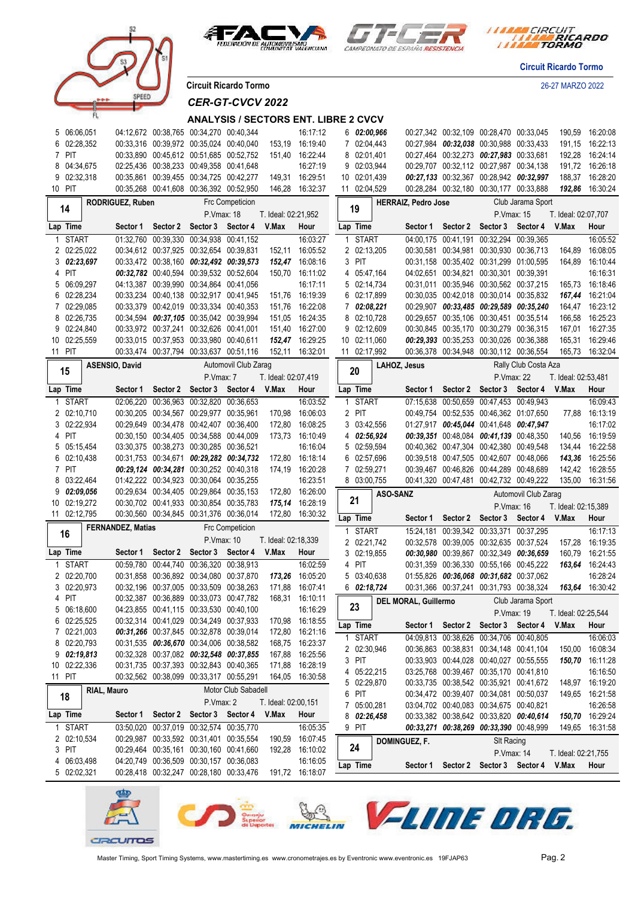Circuit Ricardo Torno

26-27 MARZO 2022

Circuit Ricardo Tormo

*CER-GT-CVCV 2022*

## ANALYSIS / SECTORS ENT. LIBRE 2 CVCV

| Lap | Time | Sector 1 | Sector 2 | Sector 3 | Sector 4 | V.Max | Hour |
|---|---|---|---|---|---|---|---|
| 5 | 06:06,051 | 04:12,672 | 00:38,765 | 00:34,270 | 00:40,344 | | 16:17:12 |
| 6 | 02:28,352 | 00:33,316 | 00:39,972 | 00:35,024 | 00:40,040 | 153,19 | 16:19:40 |
| 7 | PIT | 00:33,890 | 00:45,612 | 00:51,685 | 00:52,752 | 151,40 | 16:22:44 |
| 8 | 04:34,675 | 02:25,436 | 00:38,233 | 00:49,358 | 00:41,648 | | 16:27:19 |
| 9 | 02:32,318 | 00:35,861 | 00:39,455 | 00:34,725 | 00:42,277 | 149,31 | 16:29:51 |
| 10 | PIT | 00:35,268 | 00:41,608 | 00:36,392 | 00:52,950 | 146,28 | 16:32:37 |

**14** RODRIGUEZ, Ruben — Frc Competicion — P.Vmax: 18 — T. Ideal: 02:21,952

| Lap | Time | Sector 1 | Sector 2 | Sector 3 | Sector 4 | V.Max | Hour |
|---|---|---|---|---|---|---|---|
| 1 | START | 01:32,760 | 00:39,330 | 00:34,938 | 00:41,152 | | 16:03:27 |
| 2 | 02:25,022 | 00:34,612 | 00:37,925 | 00:32,654 | 00:39,831 | 152,11 | 16:05:52 |
| 3 | ***02:23,697*** | 00:33,472 | 00:38,160 | ***00:32,492*** | ***00:39,573*** | ***152,47*** | 16:08:16 |
| 4 | PIT | ***00:32,782*** | 00:40,594 | 00:39,532 | 00:52,604 | 150,70 | 16:11:02 |
| 5 | 06:09,297 | 04:13,387 | 00:39,990 | 00:34,864 | 00:41,056 | | 16:17:11 |
| 6 | 02:28,234 | 00:33,234 | 00:40,138 | 00:32,917 | 00:41,945 | 151,76 | 16:19:39 |
| 7 | 02:29,085 | 00:33,379 | 00:42,019 | 00:33,334 | 00:40,353 | 151,76 | 16:22:08 |
| 8 | 02:26,735 | 00:34,594 | ***00:37,105*** | 00:35,042 | 00:39,994 | 151,05 | 16:24:35 |
| 9 | 02:24,840 | 00:33,972 | 00:37,241 | 00:32,626 | 00:41,001 | 151,40 | 16:27:00 |
| 10 | 02:25,559 | 00:33,015 | 00:37,953 | 00:33,980 | 00:40,611 | ***152,47*** | 16:29:25 |
| 11 | PIT | 00:33,474 | 00:37,794 | 00:33,637 | 00:51,116 | 152,11 | 16:32:01 |

**15** ASENSIO, David — Automovil Club Zarag — P.Vmax: 7 — T. Ideal: 02:07,419

| Lap | Time | Sector 1 | Sector 2 | Sector 3 | Sector 4 | V.Max | Hour |
|---|---|---|---|---|---|---|---|
| 1 | START | 02:06,220 | 00:36,963 | 00:32,820 | 00:36,653 | | 16:03:52 |
| 2 | 02:10,710 | 00:30,205 | 00:34,567 | 00:29,977 | 00:35,961 | 170,98 | 16:06:03 |
| 3 | 02:22,934 | 00:29,649 | 00:34,478 | 00:42,407 | 00:36,400 | 172,80 | 16:08:25 |
| 4 | PIT | 00:30,150 | 00:34,405 | 00:34,588 | 00:44,009 | 173,73 | 16:10:49 |
| 5 | 05:15,454 | 03:30,375 | 00:38,273 | 00:30,285 | 00:36,521 | | 16:16:04 |
| 6 | 02:10,438 | 00:31,753 | 00:34,671 | ***00:29,282*** | ***00:34,732*** | 172,80 | 16:18:14 |
| 7 | PIT | ***00:29,124*** | ***00:34,281*** | 00:30,252 | 00:40,318 | 174,19 | 16:20:28 |
| 8 | 03:22,464 | 01:42,222 | 00:34,923 | 00:30,064 | 00:35,255 | | 16:23:51 |
| 9 | ***02:09,056*** | 00:29,634 | 00:34,405 | 00:29,864 | 00:35,153 | 172,80 | 16:26:00 |
| 10 | 02:19,272 | 00:30,702 | 00:41,933 | 00:30,854 | 00:35,783 | ***175,14*** | 16:28:19 |
| 11 | 02:12,795 | 00:30,560 | 00:34,845 | 00:31,376 | 00:36,014 | 172,80 | 16:30:32 |

**16** FERNANDEZ, Matias — Frc Competicion — P.Vmax: 10 — T. Ideal: 02:18,339

| Lap | Time | Sector 1 | Sector 2 | Sector 3 | Sector 4 | V.Max | Hour |
|---|---|---|---|---|---|---|---|
| 1 | START | 00:59,780 | 00:44,740 | 00:36,320 | 00:38,913 | | 16:02:59 |
| 2 | 02:20,700 | 00:31,858 | 00:36,892 | 00:34,080 | 00:37,870 | ***173,26*** | 16:05:20 |
| 3 | 02:20,973 | 00:32,196 | 00:37,005 | 00:33,509 | 00:38,263 | 171,88 | 16:07:41 |
| 4 | PIT | 00:32,387 | 00:36,889 | 00:33,073 | 00:47,782 | 168,31 | 16:10:11 |
| 5 | 06:18,600 | 04:23,855 | 00:41,115 | 00:33,530 | 00:40,100 | | 16:16:29 |
| 6 | 02:25,525 | 00:32,314 | 00:41,029 | 00:34,249 | 00:37,933 | 170,98 | 16:18:55 |
| 7 | 02:21,003 | ***00:31,266*** | 00:37,845 | 00:32,878 | 00:39,014 | 172,80 | 16:21:16 |
| 8 | 02:20,793 | 00:31,535 | ***00:36,670*** | 00:34,006 | 00:38,582 | 168,75 | 16:23:37 |
| 9 | ***02:19,813*** | 00:32,328 | 00:37,082 | ***00:32,548*** | ***00:37,855*** | 167,88 | 16:25:56 |
| 10 | 02:22,336 | 00:31,735 | 00:37,393 | 00:32,843 | 00:40,365 | 171,88 | 16:28:19 |
| 11 | PIT | 00:32,562 | 00:38,099 | 00:33,317 | 00:55,291 | 164,05 | 16:30:58 |

**18** RIAL, Mauro — Motor Club Sabadell — P.Vmax: 2 — T. Ideal: 02:00,151

| Lap | Time | Sector 1 | Sector 2 | Sector 3 | Sector 4 | V.Max | Hour |
|---|---|---|---|---|---|---|---|
| 1 | START | 03:50,020 | 00:37,019 | 00:32,574 | 00:35,770 | | 16:05:35 |
| 2 | 02:10,534 | 00:29,987 | 00:33,592 | 00:31,401 | 00:35,554 | 190,59 | 16:07:45 |
| 3 | PIT | 00:29,464 | 00:35,161 | 00:30,160 | 00:41,660 | 192,28 | 16:10:02 |
| 4 | 06:03,498 | 04:20,749 | 00:36,509 | 00:30,157 | 00:36,083 | | 16:16:05 |
| 5 | 02:02,321 | 00:28,418 | 00:32,247 | 00:28,180 | 00:33,476 | 191,72 | 16:18:07 |
| 6 | ***02:00,966*** | 00:27,342 | 00:32,109 | 00:28,470 | 00:33,045 | 190,59 | 16:20:08 |
| 7 | 02:04,443 | 00:27,984 | ***00:32,038*** | 00:30,988 | 00:33,433 | 191,15 | 16:22:13 |
| 8 | 02:01,401 | 00:27,464 | 00:32,273 | ***00:27,983*** | 00:33,681 | 192,28 | 16:24:14 |
| 9 | 02:03,944 | 00:29,707 | 00:32,112 | 00:27,987 | 00:34,138 | 191,72 | 16:26:18 |
| 10 | 02:01,439 | ***00:27,133*** | 00:32,367 | 00:28,942 | ***00:32,997*** | 188,37 | 16:28:20 |
| 11 | 02:04,529 | 00:28,284 | 00:32,180 | 00:30,177 | 00:33,888 | ***192,86*** | 16:30:24 |

**19** HERRAIZ, Pedro Jose — Club Jarama Sport — P.Vmax: 15 — T. Ideal: 02:07,707

| Lap | Time | Sector 1 | Sector 2 | Sector 3 | Sector 4 | V.Max | Hour |
|---|---|---|---|---|---|---|---|
| 1 | START | 04:00,175 | 00:41,191 | 00:32,294 | 00:39,365 | | 16:05:52 |
| 2 | 02:13,205 | 00:30,581 | 00:34,981 | 00:30,930 | 00:36,713 | 164,89 | 16:08:05 |
| 3 | PIT | 00:31,158 | 00:35,402 | 00:31,295 | 01:00,595 | 164,89 | 16:10:44 |
| 4 | 05:47,164 | 04:02,651 | 00:34,821 | 00:30,301 | 00:39,391 | | 16:16:31 |
| 5 | 02:14,734 | 00:31,011 | 00:35,946 | 00:30,562 | 00:37,215 | 165,73 | 16:18:46 |
| 6 | 02:17,899 | 00:30,035 | 00:42,018 | 00:30,014 | 00:35,832 | ***167,44*** | 16:21:04 |
| 7 | ***02:08,221*** | 00:29,907 | ***00:33,485*** | ***00:29,589*** | ***00:35,240*** | 164,47 | 16:23:12 |
| 8 | 02:10,728 | 00:29,657 | 00:35,106 | 00:30,451 | 00:35,514 | 166,58 | 16:25:23 |
| 9 | 02:12,609 | 00:30,845 | 00:35,170 | 00:30,279 | 00:36,315 | 167,01 | 16:27:35 |
| 10 | 02:11,060 | ***00:29,393*** | 00:35,253 | 00:30,026 | 00:36,388 | 165,31 | 16:29:46 |
| 11 | 02:17,992 | 00:36,378 | 00:34,948 | 00:30,112 | 00:36,554 | 165,73 | 16:32:04 |

**20** LAHOZ, Jesus — Rally Club Costa Aza — P.Vmax: 22 — T. Ideal: 02:53,481

| Lap | Time | Sector 1 | Sector 2 | Sector 3 | Sector 4 | V.Max | Hour |
|---|---|---|---|---|---|---|---|
| 1 | START | 07:15,638 | 00:50,659 | 00:47,453 | 00:49,943 | | 16:09:43 |
| 2 | PIT | 00:49,754 | 00:52,535 | 00:46,362 | 01:07,650 | 77,88 | 16:13:19 |
| 3 | 03:42,556 | 01:27,917 | ***00:45,044*** | 00:41,648 | ***00:47,947*** | | 16:17:02 |
| 4 | ***02:56,924*** | ***00:39,351*** | 00:48,084 | ***00:41,139*** | 00:48,350 | 140,56 | 16:19:59 |
| 5 | 02:59,594 | 00:40,362 | 00:47,304 | 00:42,380 | 00:49,548 | 134,44 | 16:22:58 |
| 6 | 02:57,696 | 00:39,518 | 00:47,505 | 00:42,607 | 00:48,066 | ***143,36*** | 16:25:56 |
| 7 | 02:59,271 | 00:39,467 | 00:46,826 | 00:44,289 | 00:48,689 | 142,42 | 16:28:55 |
| 8 | 03:00,755 | 00:41,320 | 00:47,481 | 00:42,732 | 00:49,222 | 135,00 | 16:31:56 |

**21** ASO-SANZ — Automovil Club Zarag — P.Vmax: 16 — T. Ideal: 02:15,389

| Lap | Time | Sector 1 | Sector 2 | Sector 3 | Sector 4 | V.Max | Hour |
|---|---|---|---|---|---|---|---|
| 1 | START | 15:24,181 | 00:39,342 | 00:33,371 | 00:37,295 | | 16:17:13 |
| 2 | 02:21,742 | 00:32,578 | 00:39,005 | 00:32,635 | 00:37,524 | 157,28 | 16:19:35 |
| 3 | 02:19,855 | ***00:30,980*** | 00:39,867 | 00:32,349 | ***00:36,659*** | 160,79 | 16:21:55 |
| 4 | PIT | 00:31,359 | 00:36,330 | 00:55,166 | 00:45,222 | ***163,64*** | 16:24:43 |
| 5 | 03:40,638 | 01:55,826 | ***00:36,068*** | ***00:31,682*** | 00:37,062 | | 16:28:24 |
| 6 | ***02:18,724*** | 00:31,366 | 00:37,241 | 00:31,793 | 00:38,324 | ***163,64*** | 16:30:42 |

**23** DEL MORAL, Guillermo — Club Jarama Sport — P.Vmax: 19 — T. Ideal: 02:25,544

| Lap | Time | Sector 1 | Sector 2 | Sector 3 | Sector 4 | V.Max | Hour |
|---|---|---|---|---|---|---|---|
| 1 | START | 04:09,813 | 00:38,626 | 00:34,706 | 00:40,805 | | 16:06:03 |
| 2 | 02:30,946 | 00:36,863 | 00:38,831 | 00:34,148 | 00:41,104 | 150,00 | 16:08:34 |
| 3 | PIT | 00:33,903 | 00:44,028 | 00:40,027 | 00:55,555 | ***150,70*** | 16:11:28 |
| 4 | 05:22,215 | 03:25,768 | 00:39,467 | 00:35,170 | 00:41,810 | | 16:16:50 |
| 5 | 02:29,870 | 00:33,735 | 00:38,542 | 00:35,921 | 00:41,672 | 148,97 | 16:19:20 |
| 6 | PIT | 00:34,472 | 00:39,407 | 00:34,081 | 00:50,037 | 149,65 | 16:21:58 |
| 7 | 05:00,281 | 03:04,702 | 00:40,083 | 00:34,675 | 00:40,821 | | 16:26:58 |
| 8 | ***02:26,458*** | 00:33,382 | 00:38,642 | 00:33,820 | ***00:40,614*** | ***150,70*** | 16:29:24 |
| 9 | PIT | ***00:33,271*** | ***00:38,269*** | ***00:33,390*** | 00:48,999 | 149,65 | 16:31:58 |

**24** DOMINGUEZ, F. — Slt Racing — P.Vmax: 14 — T. Ideal: 02:21,755

| Lap | Time | Sector 1 | Sector 2 | Sector 3 | Sector 4 | V.Max | Hour |
|---|---|---|---|---|---|---|---|

Master Timing, Sport Timing Systems, www.mastertiming.es www.cronometrajes.es by Eventronic www.eventronic.es 19FJAP63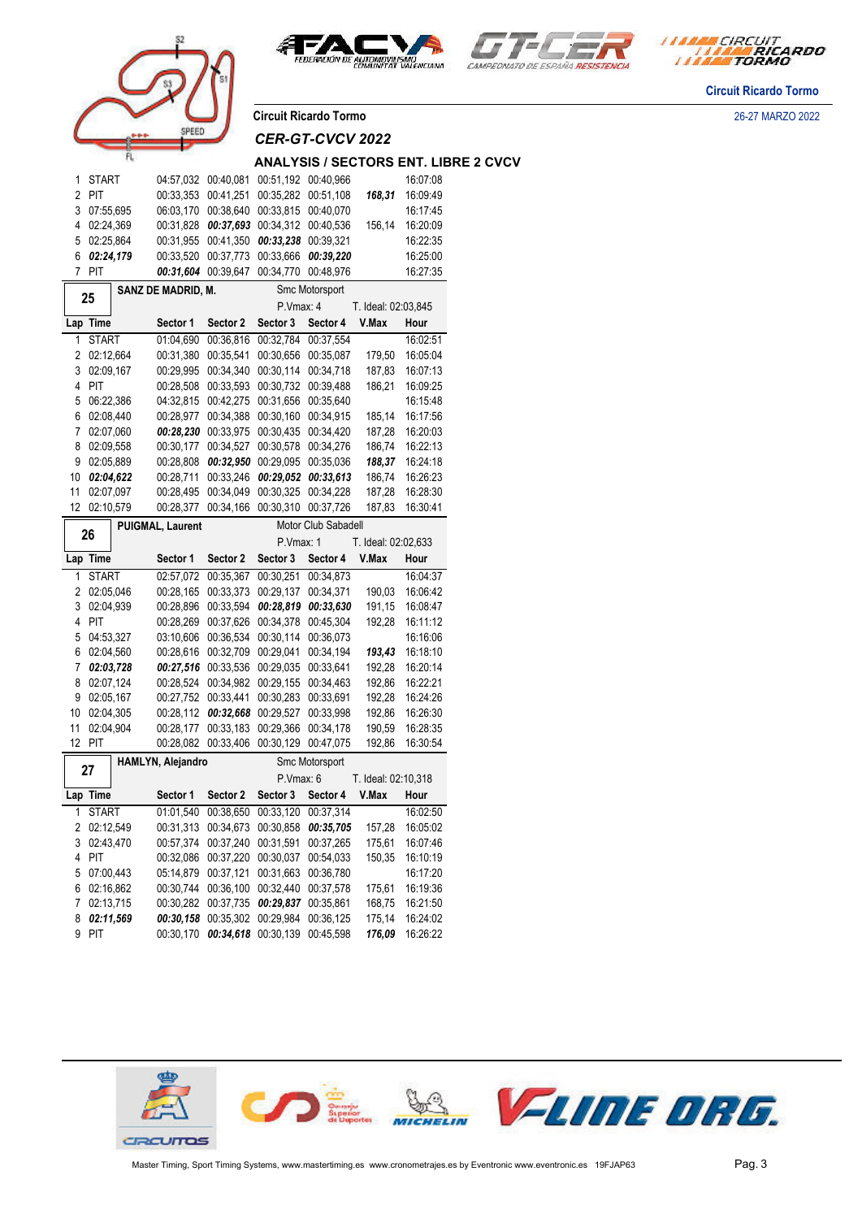Circuit Ricardo Tormo

26-27 MARZO 2022

Circuit Ricardo Tormo

*CER-GT-CVCV 2022*

## ANALYSIS / SECTORS ENT. LIBRE 2 CVCV

| Lap | Time | Sector 1 | Sector 2 | Sector 3 | Sector 4 | V.Max | Hour |
|---|---|---|---|---|---|---|---|
| 1 | START | 04:57,032 | 00:40,081 | 00:51,192 | 00:40,966 | | 16:07:08 |
| 2 | PIT | 00:33,353 | 00:41,251 | 00:35,282 | 00:51,108 | ***168,31*** | 16:09:49 |
| 3 | 07:55,695 | 06:03,170 | 00:38,640 | 00:33,815 | 00:40,070 | | 16:17:45 |
| 4 | 02:24,369 | 00:31,828 | ***00:37,693*** | 00:34,312 | 00:40,536 | 156,14 | 16:20:09 |
| 5 | 02:25,864 | 00:31,955 | 00:41,350 | ***00:33,238*** | 00:39,321 | | 16:22:35 |
| 6 | ***02:24,179*** | 00:33,520 | 00:37,773 | 00:33,666 | ***00:39,220*** | | 16:25:00 |
| 7 | PIT | ***00:31,604*** | 00:39,647 | 00:34,770 | 00:48,976 | | 16:27:35 |

**25** — **SANZ DE MADRID, M.** — Smc Motorsport — P.Vmax: 4 — T. Ideal: 02:03,845

| Lap | Time | Sector 1 | Sector 2 | Sector 3 | Sector 4 | V.Max | Hour |
|---|---|---|---|---|---|---|---|
| 1 | START | 01:04,690 | 00:36,816 | 00:32,784 | 00:37,554 | | 16:02:51 |
| 2 | 02:12,664 | 00:31,380 | 00:35,541 | 00:30,656 | 00:35,087 | 179,50 | 16:05:04 |
| 3 | 02:09,167 | 00:29,995 | 00:34,340 | 00:30,114 | 00:34,718 | 187,83 | 16:07:13 |
| 4 | PIT | 00:28,508 | 00:33,593 | 00:30,732 | 00:39,488 | 186,21 | 16:09:25 |
| 5 | 06:22,386 | 04:32,815 | 00:42,275 | 00:31,656 | 00:35,640 | | 16:15:48 |
| 6 | 02:08,440 | 00:28,977 | 00:34,388 | 00:30,160 | 00:34,915 | 185,14 | 16:17:56 |
| 7 | 02:07,060 | ***00:28,230*** | 00:33,975 | 00:30,435 | 00:34,420 | 187,28 | 16:20:03 |
| 8 | 02:09,558 | 00:30,177 | 00:34,527 | 00:30,578 | 00:34,276 | 186,74 | 16:22:13 |
| 9 | 02:05,889 | 00:28,808 | ***00:32,950*** | 00:29,095 | 00:35,036 | ***188,37*** | 16:24:18 |
| 10 | ***02:04,622*** | 00:28,711 | 00:33,246 | ***00:29,052*** | ***00:33,613*** | 186,74 | 16:26:23 |
| 11 | 02:07,097 | 00:28,495 | 00:34,049 | 00:30,325 | 00:34,228 | 187,28 | 16:28:30 |
| 12 | 02:10,579 | 00:28,377 | 00:34,166 | 00:30,310 | 00:37,726 | 187,83 | 16:30:41 |

**26** — **PUIGMAL, Laurent** — Motor Club Sabadell — P.Vmax: 1 — T. Ideal: 02:02,633

| Lap | Time | Sector 1 | Sector 2 | Sector 3 | Sector 4 | V.Max | Hour |
|---|---|---|---|---|---|---|---|
| 1 | START | 02:57,072 | 00:35,367 | 00:30,251 | 00:34,873 | | 16:04:37 |
| 2 | 02:05,046 | 00:28,165 | 00:33,373 | 00:29,137 | 00:34,371 | 190,03 | 16:06:42 |
| 3 | 02:04,939 | 00:28,896 | 00:33,594 | ***00:28,819*** | ***00:33,630*** | 191,15 | 16:08:47 |
| 4 | PIT | 00:28,269 | 00:34,378 | 00:34,378 | 00:45,304 | 192,28 | 16:11:12 |
| 5 | 04:53,327 | 03:10,606 | 00:36,534 | 00:30,114 | 00:36,073 | | 16:16:06 |
| 6 | 02:04,560 | 00:28,616 | 00:32,709 | 00:29,041 | 00:34,194 | ***193,43*** | 16:18:10 |
| 7 | ***02:03,728*** | ***00:27,516*** | 00:33,536 | 00:29,035 | 00:33,641 | 192,28 | 16:20:14 |
| 8 | 02:07,124 | 00:28,524 | 00:34,982 | 00:29,155 | 00:34,463 | 192,86 | 16:22:21 |
| 9 | 02:05,167 | 00:27,752 | 00:33,441 | 00:30,283 | 00:33,691 | 192,28 | 16:24:26 |
| 10 | 02:04,305 | 00:28,112 | ***00:32,668*** | 00:29,527 | 00:33,998 | 192,86 | 16:26:30 |
| 11 | 02:04,904 | 00:28,177 | 00:33,183 | 00:29,366 | 00:34,178 | 190,59 | 16:28:35 |
| 12 | PIT | 00:28,082 | 00:33,406 | 00:30,129 | 00:47,075 | 192,86 | 16:30:54 |

**27** — **HAMLYN, Alejandro** — Smc Motorsport — P.Vmax: 6 — T. Ideal: 02:10,318

| Lap | Time | Sector 1 | Sector 2 | Sector 3 | Sector 4 | V.Max | Hour |
|---|---|---|---|---|---|---|---|
| 1 | START | 01:01,540 | 00:38,650 | 00:33,120 | 00:37,314 | | 16:02:50 |
| 2 | 02:12,549 | 00:31,313 | 00:34,673 | 00:30,858 | ***00:35,705*** | 157,28 | 16:05:02 |
| 3 | 02:43,470 | 00:57,374 | 00:37,240 | 00:31,591 | 00:37,265 | 175,61 | 16:07:46 |
| 4 | PIT | 00:32,086 | 00:37,220 | 00:30,037 | 00:54,033 | 150,35 | 16:10:19 |
| 5 | 07:00,443 | 05:14,879 | 00:37,121 | 00:31,663 | 00:36,780 | | 16:17:20 |
| 6 | 02:16,862 | 00:30,744 | 00:36,100 | 00:32,440 | 00:37,578 | 175,61 | 16:19:36 |
| 7 | 02:13,715 | 00:30,282 | 00:37,735 | ***00:29,837*** | 00:35,861 | 168,75 | 16:21:50 |
| 8 | ***02:11,569*** | ***00:30,158*** | 00:35,302 | 00:29,984 | 00:36,125 | 175,14 | 16:24:02 |
| 9 | PIT | 00:30,170 | ***00:34,618*** | 00:30,139 | 00:45,598 | ***176,09*** | 16:26:22 |

Master Timing, Sport Timing Systems, www.mastertiming.es www.cronometrajes.es by Eventronic www.eventronic.es 19FJAP63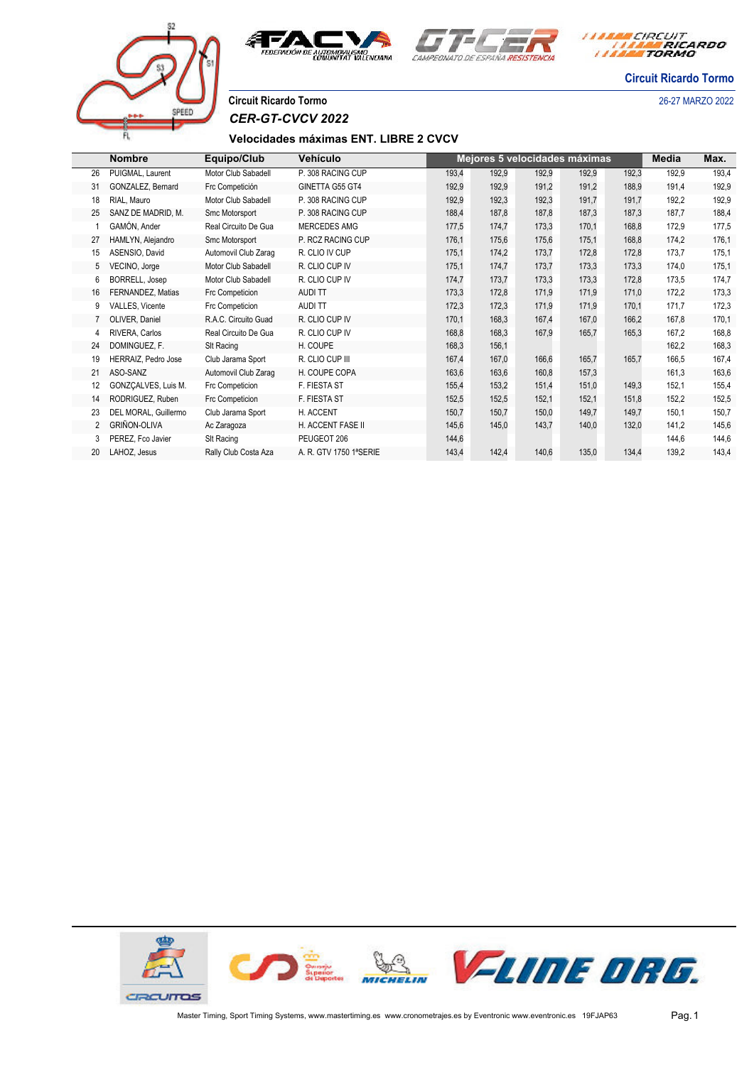Circuit Ricardo Tormo

26-27 MARZO 2022

Circuit Ricardo Tormo

## *CER-GT-CVCV 2022*

### Velocidades máximas ENT. LIBRE 2 CVCV

| | Nombre | Equipo/Club | Vehículo | Mejores 5 velocidades máximas | | | | | Media | Max. |
|---|---|---|---|---|---|---|---|---|---|---|
| 26 | PUIGMAL, Laurent | Motor Club Sabadell | P. 308 RACING CUP | 193,4 | 192,9 | 192,9 | 192,9 | 192,3 | 192,9 | 193,4 |
| 31 | GONZALEZ, Bernard | Frc Competición | GINETTA G55 GT4 | 192,9 | 192,9 | 191,2 | 191,2 | 188,9 | 191,4 | 192,9 |
| 18 | RIAL, Mauro | Motor Club Sabadell | P. 308 RACING CUP | 192,9 | 192,3 | 192,3 | 191,7 | 191,7 | 192,2 | 192,9 |
| 25 | SANZ DE MADRID, M. | Smc Motorsport | P. 308 RACING CUP | 188,4 | 187,8 | 187,8 | 187,3 | 187,3 | 187,7 | 188,4 |
| 1 | GAMÓN, Ander | Real Circuito De Gua | MERCEDES AMG | 177,5 | 174,7 | 173,3 | 170,1 | 168,8 | 172,9 | 177,5 |
| 27 | HAMLYN, Alejandro | Smc Motorsport | P. RCZ RACING CUP | 176,1 | 175,6 | 175,6 | 175,1 | 168,8 | 174,2 | 176,1 |
| 15 | ASENSIO, David | Automovil Club Zarag | R. CLIO IV CUP | 175,1 | 174,2 | 173,7 | 172,8 | 172,8 | 173,7 | 175,1 |
| 5 | VECINO, Jorge | Motor Club Sabadell | R. CLIO CUP IV | 175,1 | 174,7 | 173,7 | 173,3 | 173,3 | 174,0 | 175,1 |
| 6 | BORRELL, Josep | Motor Club Sabadell | R. CLIO CUP IV | 174,7 | 173,7 | 173,3 | 173,3 | 172,8 | 173,5 | 174,7 |
| 16 | FERNANDEZ, Matias | Frc Competicion | AUDI TT | 173,3 | 172,8 | 171,9 | 171,9 | 171,0 | 172,2 | 173,3 |
| 9 | VALLES, Vicente | Frc Competicion | AUDI TT | 172,3 | 172,3 | 171,9 | 171,9 | 170,1 | 171,7 | 172,3 |
| 7 | OLIVER, Daniel | R.A.C. Circuito Guad | R. CLIO CUP IV | 170,1 | 168,3 | 167,4 | 167,0 | 166,2 | 167,8 | 170,1 |
| 4 | RIVERA, Carlos | Real Circuito De Gua | R. CLIO CUP IV | 168,8 | 168,3 | 167,9 | 165,7 | 165,3 | 167,2 | 168,8 |
| 24 | DOMINGUEZ, F. | Slt Racing | H. COUPE | 168,3 | 156,1 | | | | 162,2 | 168,3 |
| 19 | HERRAIZ, Pedro Jose | Club Jarama Sport | R. CLIO CUP III | 167,4 | 167,0 | 166,6 | 165,7 | 165,7 | 166,5 | 167,4 |
| 21 | ASO-SANZ | Automovil Club Zarag | H. COUPE COPA | 163,6 | 163,6 | 160,8 | 157,3 | | 161,3 | 163,6 |
| 12 | GONZÇALVES, Luis M. | Frc Competicion | F. FIESTA ST | 155,4 | 153,2 | 151,4 | 151,0 | 149,3 | 152,1 | 155,4 |
| 14 | RODRIGUEZ, Ruben | Frc Competicion | F. FIESTA ST | 152,5 | 152,5 | 152,1 | 152,1 | 151,8 | 152,2 | 152,5 |
| 23 | DEL MORAL, Guillermo | Club Jarama Sport | H. ACCENT | 150,7 | 150,7 | 150,0 | 149,7 | 149,7 | 150,1 | 150,7 |
| 2 | GRIÑON-OLIVA | Ac Zaragoza | H. ACCENT FASE II | 145,6 | 145,0 | 143,7 | 140,0 | 132,0 | 141,2 | 145,6 |
| 3 | PEREZ, Fco Javier | Slt Racing | PEUGEOT 206 | 144,6 | | | | | 144,6 | 144,6 |
| 20 | LAHOZ, Jesus | Rally Club Costa Aza | A. R. GTV 1750 1ªSERIE | 143,4 | 142,4 | 140,6 | 135,0 | 134,4 | 139,2 | 143,4 |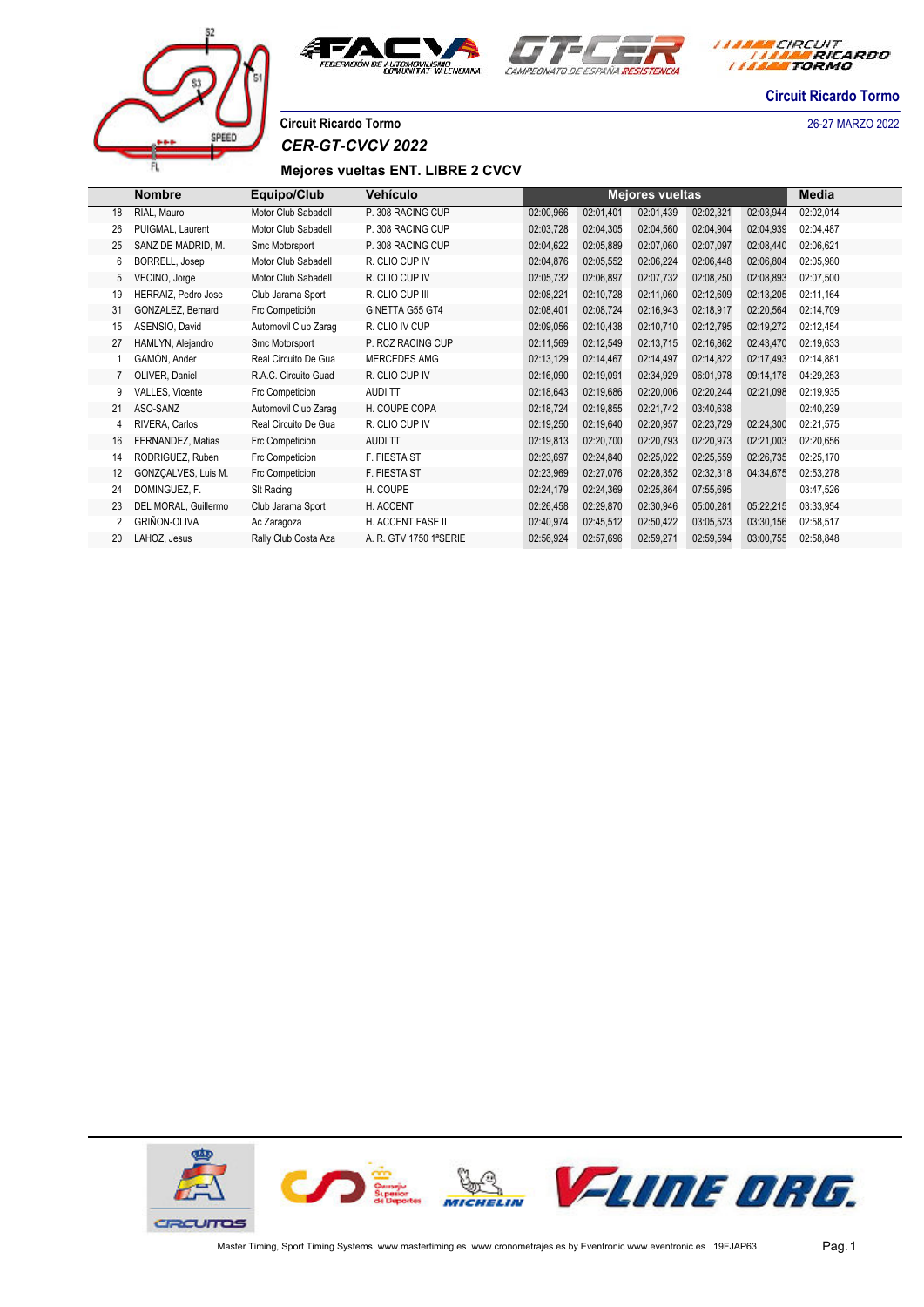Circuit Ricardo Torno

26-27 MARZO 2022

Circuit Ricardo Tormo

*CER-GT-CVCV 2022*

**Mejores vueltas ENT. LIBRE 2 CVCV**

| | Nombre | Equipo/Club | Vehículo | Mejores vueltas | | | | | Media |
|---|---|---|---|---|---|---|---|---|---|
| 18 | RIAL, Mauro | Motor Club Sabadell | P. 308 RACING CUP | 02:00,966 | 02:01,401 | 02:01,439 | 02:02,321 | 02:03,944 | 02:02,014 |
| 26 | PUIGMAL, Laurent | Motor Club Sabadell | P. 308 RACING CUP | 02:03,728 | 02:04,305 | 02:04,560 | 02:04,904 | 02:04,939 | 02:04,487 |
| 25 | SANZ DE MADRID, M. | Smc Motorsport | P. 308 RACING CUP | 02:04,622 | 02:05,889 | 02:07,060 | 02:07,097 | 02:08,440 | 02:06,621 |
| 6 | BORRELL, Josep | Motor Club Sabadell | R. CLIO CUP IV | 02:04,876 | 02:05,552 | 02:06,224 | 02:06,448 | 02:06,804 | 02:05,980 |
| 5 | VECINO, Jorge | Motor Club Sabadell | R. CLIO CUP IV | 02:05,732 | 02:06,897 | 02:07,732 | 02:08,250 | 02:08,893 | 02:07,500 |
| 19 | HERRAIZ, Pedro Jose | Club Jarama Sport | R. CLIO CUP III | 02:08,221 | 02:10,728 | 02:11,060 | 02:12,609 | 02:13,205 | 02:11,164 |
| 31 | GONZALEZ, Bernard | Frc Competición | GINETTA G55 GT4 | 02:08,401 | 02:08,724 | 02:16,943 | 02:18,917 | 02:20,564 | 02:14,709 |
| 15 | ASENSIO, David | Automovil Club Zarag | R. CLIO IV CUP | 02:09,056 | 02:10,438 | 02:10,710 | 02:12,795 | 02:19,272 | 02:12,454 |
| 27 | HAMLYN, Alejandro | Smc Motorsport | P. RCZ RACING CUP | 02:11,569 | 02:12,549 | 02:13,715 | 02:16,862 | 02:43,470 | 02:19,633 |
| 1 | GAMÓN, Ander | Real Circuito De Gua | MERCEDES AMG | 02:13,129 | 02:14,467 | 02:14,497 | 02:14,822 | 02:17,493 | 02:14,881 |
| 7 | OLIVER, Daniel | R.A.C. Circuito Guad | R. CLIO CUP IV | 02:16,090 | 02:19,091 | 02:34,929 | 06:01,978 | 09:14,178 | 04:29,253 |
| 9 | VALLES, Vicente | Frc Competicion | AUDI TT | 02:18,643 | 02:19,686 | 02:20,006 | 02:20,244 | 02:21,098 | 02:19,935 |
| 21 | ASO-SANZ | Automovil Club Zarag | H. COUPE COPA | 02:18,724 | 02:19,855 | 02:21,742 | 03:40,638 | | 02:40,239 |
| 4 | RIVERA, Carlos | Real Circuito De Gua | R. CLIO CUP IV | 02:19,250 | 02:19,640 | 02:20,957 | 02:23,729 | 02:24,300 | 02:21,575 |
| 16 | FERNANDEZ, Matias | Frc Competicion | AUDI TT | 02:19,813 | 02:20,700 | 02:20,793 | 02:20,973 | 02:21,003 | 02:20,656 |
| 14 | RODRIGUEZ, Ruben | Frc Competicion | F. FIESTA ST | 02:23,697 | 02:24,840 | 02:25,022 | 02:25,559 | 02:26,735 | 02:25,170 |
| 12 | GONZÇALVES, Luis M. | Frc Competicion | F. FIESTA ST | 02:23,969 | 02:27,076 | 02:28,352 | 02:32,318 | 04:34,675 | 02:53,278 |
| 24 | DOMINGUEZ, F. | Slt Racing | H. COUPE | 02:24,179 | 02:24,369 | 02:25,864 | 07:55,695 | | 03:47,526 |
| 23 | DEL MORAL, Guillermo | Club Jarama Sport | H. ACCENT | 02:26,458 | 02:29,870 | 02:30,946 | 05:00,281 | 05:22,215 | 03:33,954 |
| 2 | GRIÑON-OLIVA | Ac Zaragoza | H. ACCENT FASE II | 02:40,974 | 02:45,512 | 02:50,422 | 03:05,523 | 03:30,156 | 02:58,517 |
| 20 | LAHOZ, Jesus | Rally Club Costa Aza | A. R. GTV 1750 1ªSERIE | 02:56,924 | 02:57,696 | 02:59,271 | 02:59,594 | 03:00,755 | 02:58,848 |

Master Timing, Sport Timing Systems, www.mastertiming.es www.cronometrajes.es by Eventronic www.eventronic.es 19FJAP63